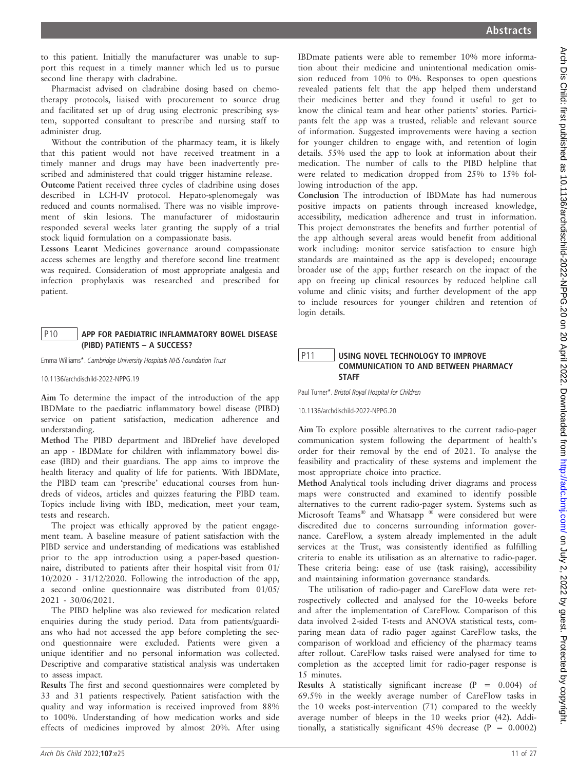to this patient. Initially the manufacturer was unable to support this request in a timely manner which led us to pursue second line therapy with cladrabine.

Pharmacist advised on cladrabine dosing based on chemotherapy protocols, liaised with procurement to source drug and facilitated set up of drug using electronic prescribing system, supported consultant to prescribe and nursing staff to administer drug.

Without the contribution of the pharmacy team, it is likely that this patient would not have received treatment in a timely manner and drugs may have been inadvertently prescribed and administered that could trigger histamine release.

**Outcome** Patient received three cycles of cladribine using doses described in LCH-IV protocol. Hepato-splenomegaly was reduced and counts normalised. There was no visible improvement of skin lesions. The manufacturer of midostaurin responded several weeks later granting the supply of a trial stock liquid formulation on a compassionate basis.

**Lessons Learnt** Medicines governance around compassionate access schemes are lengthy and therefore second line treatment was required. Consideration of most appropriate analgesia and infection prophylaxis was researched and prescribed for patient.

## P10 APP FOR PAEDIATRIC INFLAMMATORY BOWEL DISEASE (PIBD) PATIENTS – A SUCCESS?

Emma Williams*. *Cambridge University Hospitals NHS Foundation Trust*

10.1136/archdischild-2022-NPPG.19

**Aim** To determine the impact of the introduction of the app IBDMate to the paediatric inflammatory bowel disease (PIBD) service on patient satisfaction, medication adherence and understanding.

**Method** The PIBD department and IBDrelief have developed an app - IBDMate for children with inflammatory bowel disease (IBD) and their guardians. The app aims to improve the health literacy and quality of life for patients. With IBDMate, the PIBD team can 'prescribe' educational courses from hundreds of videos, articles and quizzes featuring the PIBD team. Topics include living with IBD, medication, meet your team, tests and research.

The project was ethically approved by the patient engagement team. A baseline measure of patient satisfaction with the PIBD service and understanding of medications was established prior to the app introduction using a paper-based questionnaire, distributed to patients after their hospital visit from 01/10/2020 - 31/12/2020. Following the introduction of the app, a second online questionnaire was distributed from 01/05/2021 - 30/06/2021.

The PIBD helpline was also reviewed for medication related enquiries during the study period. Data from patients/guardians who had not accessed the app before completing the second questionnaire were excluded. Patients were given a unique identifier and no personal information was collected. Descriptive and comparative statistical analysis was undertaken to assess impact.

**Results** The first and second questionnaires were completed by 33 and 31 patients respectively. Patient satisfaction with the quality and way information is received improved from 88% to 100%. Understanding of how medication works and side effects of medicines improved by almost 20%. After using IBDmate patients were able to remember 10% more information about their medicine and unintentional medication omission reduced from 10% to 0%. Responses to open questions revealed patients felt that the app helped them understand their medicines better and they found it useful to get to know the clinical team and hear other patients' stories. Participants felt the app was a trusted, reliable and relevant source of information. Suggested improvements were having a section for younger children to engage with, and retention of login details. 55% used the app to look at information about their medication. The number of calls to the PIBD helpline that were related to medication dropped from 25% to 15% following introduction of the app.

**Conclusion** The introduction of IBDMate has had numerous positive impacts on patients through increased knowledge, accessibility, medication adherence and trust in information. This project demonstrates the benefits and further potential of the app although several areas would benefit from additional work including: monitor service satisfaction to ensure high standards are maintained as the app is developed; encourage broader use of the app; further research on the impact of the app on freeing up clinical resources by reduced helpline call volume and clinic visits; and further development of the app to include resources for younger children and retention of login details.

## P11 USING NOVEL TECHNOLOGY TO IMPROVE COMMUNICATION TO AND BETWEEN PHARMACY STAFF

Paul Turner*. *Bristol Royal Hospital for Children*

10.1136/archdischild-2022-NPPG.20

**Aim** To explore possible alternatives to the current radio-pager communication system following the department of health's order for their removal by the end of 2021. To analyse the feasibility and practicality of these systems and implement the most appropriate choice into practice.

**Method** Analytical tools including driver diagrams and process maps were constructed and examined to identify possible alternatives to the current radio-pager system. Systems such as Microsoft Teams® and Whatsapp ® were considered but were discredited due to concerns surrounding information governance. CareFlow, a system already implemented in the adult services at the Trust, was consistently identified as fulfilling criteria to enable its utilisation as an alternative to radio-pager. These criteria being: ease of use (task raising), accessibility and maintaining information governance standards.

The utilisation of radio-pager and CareFlow data were retrospectively collected and analysed for the 10-weeks before and after the implementation of CareFlow. Comparison of this data involved 2-sided T-tests and ANOVA statistical tests, comparing mean data of radio pager against CareFlow tasks, the comparison of workload and efficiency of the pharmacy teams after rollout. CareFlow tasks raised were analysed for time to completion as the accepted limit for radio-pager response is 15 minutes.

**Results** A statistically significant increase ($P = 0.004$) of 69.5% in the weekly average number of CareFlow tasks in the 10 weeks post-intervention (71) compared to the weekly average number of bleeps in the 10 weeks prior (42). Additionally, a statistically significant 45% decrease ($P = 0.0002$)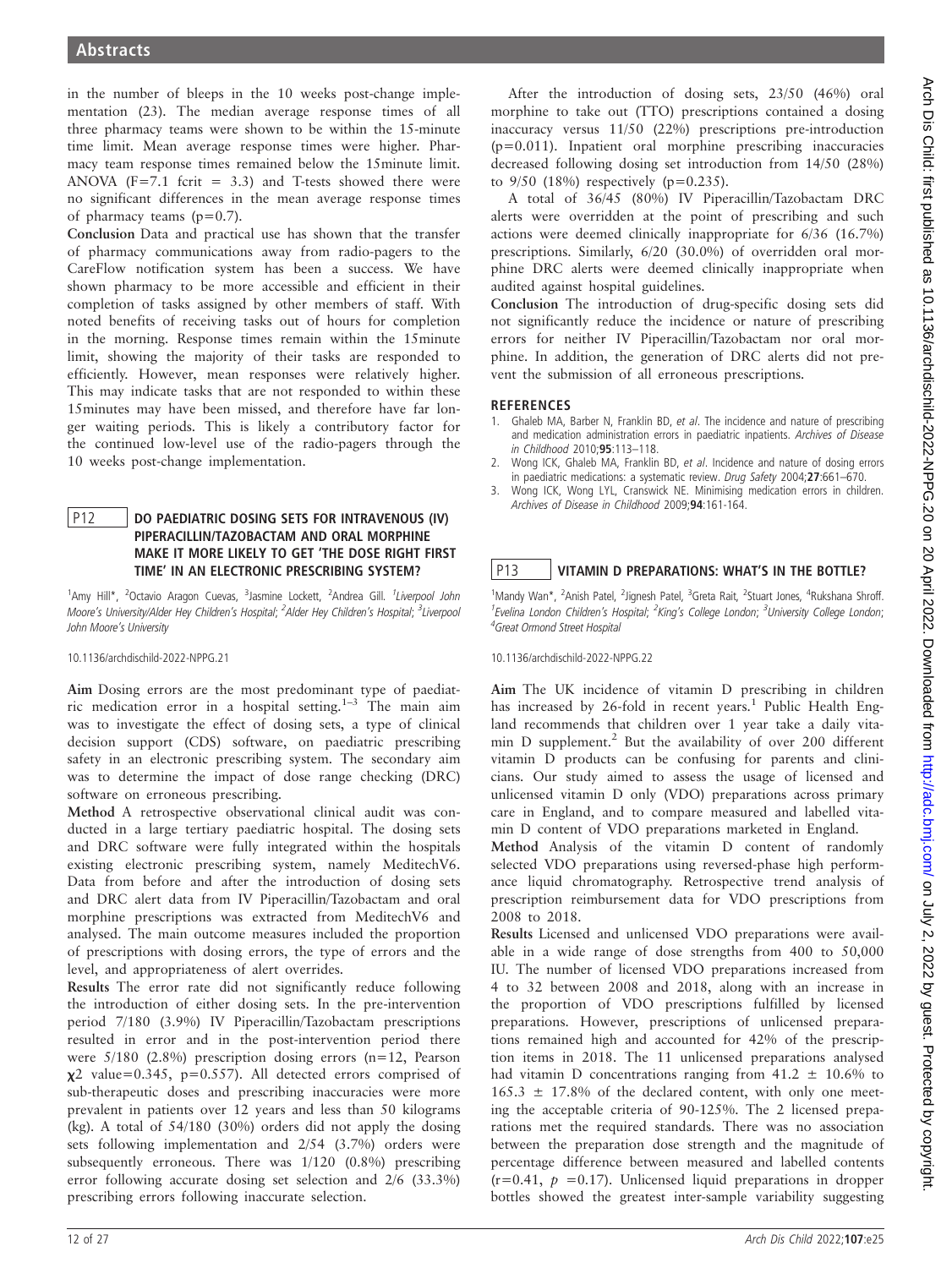in the number of bleeps in the 10 weeks post-change implementation (23). The median average response times of all three pharmacy teams were shown to be within the 15-minute time limit. Mean average response times were higher. Pharmacy team response times remained below the 15minute limit. ANOVA (F=7.1 fcrit = 3.3) and T-tests showed there were no significant differences in the mean average response times of pharmacy teams (p=0.7).

**Conclusion** Data and practical use has shown that the transfer of pharmacy communications away from radio-pagers to the CareFlow notification system has been a success. We have shown pharmacy to be more accessible and efficient in their completion of tasks assigned by other members of staff. With noted benefits of receiving tasks out of hours for completion in the morning. Response times remain within the 15minute limit, showing the majority of their tasks are responded to efficiently. However, mean responses were relatively higher. This may indicate tasks that are not responded to within these 15minutes may have been missed, and therefore have far longer waiting periods. This is likely a contributory factor for the continued low-level use of the radio-pagers through the 10 weeks post-change implementation.

## P12 DO PAEDIATRIC DOSING SETS FOR INTRAVENOUS (IV) PIPERACILLIN/TAZOBACTAM AND ORAL MORPHINE MAKE IT MORE LIKELY TO GET 'THE DOSE RIGHT FIRST TIME' IN AN ELECTRONIC PRESCRIBING SYSTEM?

[1]Amy Hill*, [2]Octavio Aragon Cuevas, [3]Jasmine Lockett, [2]Andrea Gill. [1]*Liverpool John Moore's University/Alder Hey Children's Hospital;* [2]*Alder Hey Children's Hospital;* [3]*Liverpool John Moore's University*

10.1136/archdischild-2022-NPPG.21

**Aim** Dosing errors are the most predominant type of paediatric medication error in a hospital setting.[1–3] The main aim was to investigate the effect of dosing sets, a type of clinical decision support (CDS) software, on paediatric prescribing safety in an electronic prescribing system. The secondary aim was to determine the impact of dose range checking (DRC) software on erroneous prescribing.

**Method** A retrospective observational clinical audit was conducted in a large tertiary paediatric hospital. The dosing sets and DRC software were fully integrated within the hospitals existing electronic prescribing system, namely MeditechV6. Data from before and after the introduction of dosing sets and DRC alert data from IV Piperacillin/Tazobactam and oral morphine prescriptions was extracted from MeditechV6 and analysed. The main outcome measures included the proportion of prescriptions with dosing errors, the type of errors and the level, and appropriateness of alert overrides.

**Results** The error rate did not significantly reduce following the introduction of either dosing sets. In the pre-intervention period 7/180 (3.9%) IV Piperacillin/Tazobactam prescriptions resulted in error and in the post-intervention period there were 5/180 (2.8%) prescription dosing errors (n=12, Pearson $\chi^2$ value=0.345, p=0.557). All detected errors comprised of sub-therapeutic doses and prescribing inaccuracies were more prevalent in patients over 12 years and less than 50 kilograms (kg). A total of 54/180 (30%) orders did not apply the dosing sets following implementation and 2/54 (3.7%) orders were subsequently erroneous. There was 1/120 (0.8%) prescribing error following accurate dosing set selection and 2/6 (33.3%) prescribing errors following inaccurate selection.

After the introduction of dosing sets, 23/50 (46%) oral morphine to take out (TTO) prescriptions contained a dosing inaccuracy versus 11/50 (22%) prescriptions pre-introduction (p=0.011). Inpatient oral morphine prescribing inaccuracies decreased following dosing set introduction from 14/50 (28%) to 9/50 (18%) respectively (p=0.235).

A total of 36/45 (80%) IV Piperacillin/Tazobactam DRC alerts were overridden at the point of prescribing and such actions were deemed clinically inappropriate for 6/36 (16.7%) prescriptions. Similarly, 6/20 (30.0%) of overridden oral morphine DRC alerts were deemed clinically inappropriate when audited against hospital guidelines.

**Conclusion** The introduction of drug-specific dosing sets did not significantly reduce the incidence or nature of prescribing errors for neither IV Piperacillin/Tazobactam nor oral morphine. In addition, the generation of DRC alerts did not prevent the submission of all erroneous prescriptions.

### REFERENCES

1. Ghaleb MA, Barber N, Franklin BD, *et al*. The incidence and nature of prescribing and medication administration errors in paediatric inpatients. *Archives of Disease in Childhood* 2010;**95**:113–118.
2. Wong ICK, Ghaleb MA, Franklin BD, *et al*. Incidence and nature of dosing errors in paediatric medications: a systematic review. *Drug Safety* 2004;**27**:661–670.
3. Wong ICK, Wong LYL, Cranswick NE. Minimising medication errors in children. *Archives of Disease in Childhood* 2009;**94**:161-164.

## P13 VITAMIN D PREPARATIONS: WHAT'S IN THE BOTTLE?

[1]Mandy Wan*, [2]Anish Patel, [2]Jignesh Patel, [3]Greta Rait, [2]Stuart Jones, [4]Rukshana Shroff. [1]*Evelina London Children's Hospital;* [2]*King's College London;* [3]*University College London;* [4]*Great Ormond Street Hospital*

10.1136/archdischild-2022-NPPG.22

**Aim** The UK incidence of vitamin D prescribing in children has increased by 26-fold in recent years.[1] Public Health England recommends that children over 1 year take a daily vitamin D supplement.[2] But the availability of over 200 different vitamin D products can be confusing for parents and clinicians. Our study aimed to assess the usage of licensed and unlicensed vitamin D only (VDO) preparations across primary care in England, and to compare measured and labelled vitamin D content of VDO preparations marketed in England.

**Method** Analysis of the vitamin D content of randomly selected VDO preparations using reversed-phase high performance liquid chromatography. Retrospective trend analysis of prescription reimbursement data for VDO prescriptions from 2008 to 2018.

**Results** Licensed and unlicensed VDO preparations were available in a wide range of dose strengths from 400 to 50,000 IU. The number of licensed VDO preparations increased from 4 to 32 between 2008 and 2018, along with an increase in the proportion of VDO prescriptions fulfilled by licensed preparations. However, prescriptions of unlicensed preparations remained high and accounted for 42% of the prescription items in 2018. The 11 unlicensed preparations analysed had vitamin D concentrations ranging from 41.2 ± 10.6% to 165.3 ± 17.8% of the declared content, with only one meeting the acceptable criteria of 90-125%. The 2 licensed preparations met the required standards. There was no association between the preparation dose strength and the magnitude of percentage difference between measured and labelled contents (r=0.41, *p* =0.17). Unlicensed liquid preparations in dropper bottles showed the greatest inter-sample variability suggesting